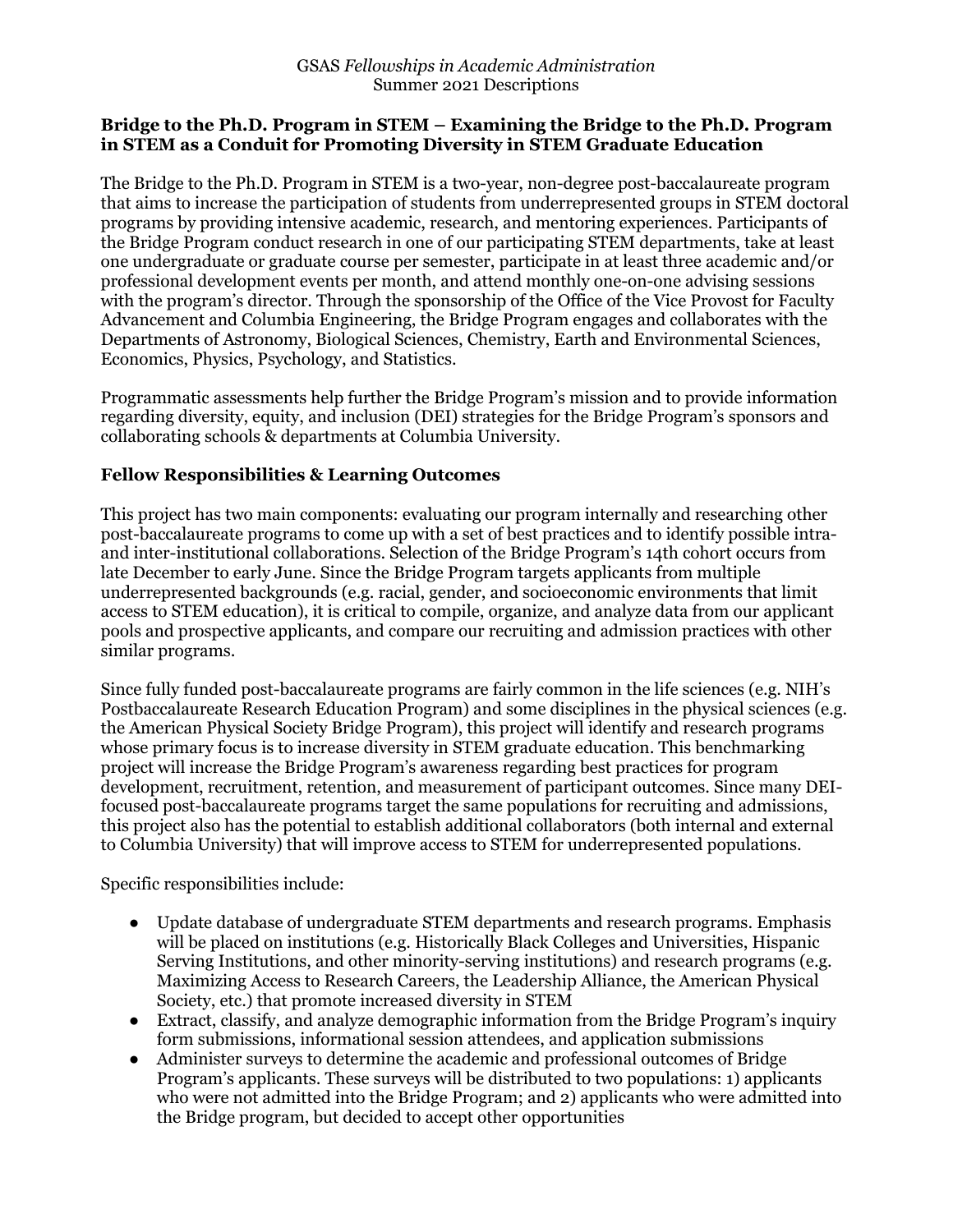GSAS *Fellowships in Academic Administration*
Summer 2021 Descriptions

## Bridge to the Ph.D. Program in STEM – Examining the Bridge to the Ph.D. Program in STEM as a Conduit for Promoting Diversity in STEM Graduate Education

The Bridge to the Ph.D. Program in STEM is a two-year, non-degree post-baccalaureate program that aims to increase the participation of students from underrepresented groups in STEM doctoral programs by providing intensive academic, research, and mentoring experiences. Participants of the Bridge Program conduct research in one of our participating STEM departments, take at least one undergraduate or graduate course per semester, participate in at least three academic and/or professional development events per month, and attend monthly one-on-one advising sessions with the program's director. Through the sponsorship of the Office of the Vice Provost for Faculty Advancement and Columbia Engineering, the Bridge Program engages and collaborates with the Departments of Astronomy, Biological Sciences, Chemistry, Earth and Environmental Sciences, Economics, Physics, Psychology, and Statistics.

Programmatic assessments help further the Bridge Program's mission and to provide information regarding diversity, equity, and inclusion (DEI) strategies for the Bridge Program's sponsors and collaborating schools & departments at Columbia University.

### Fellow Responsibilities & Learning Outcomes

This project has two main components: evaluating our program internally and researching other post-baccalaureate programs to come up with a set of best practices and to identify possible intra- and inter-institutional collaborations. Selection of the Bridge Program's 14th cohort occurs from late December to early June. Since the Bridge Program targets applicants from multiple underrepresented backgrounds (e.g. racial, gender, and socioeconomic environments that limit access to STEM education), it is critical to compile, organize, and analyze data from our applicant pools and prospective applicants, and compare our recruiting and admission practices with other similar programs.

Since fully funded post-baccalaureate programs are fairly common in the life sciences (e.g. NIH's Postbaccalaureate Research Education Program) and some disciplines in the physical sciences (e.g. the American Physical Society Bridge Program), this project will identify and research programs whose primary focus is to increase diversity in STEM graduate education. This benchmarking project will increase the Bridge Program's awareness regarding best practices for program development, recruitment, retention, and measurement of participant outcomes. Since many DEI-focused post-baccalaureate programs target the same populations for recruiting and admissions, this project also has the potential to establish additional collaborators (both internal and external to Columbia University) that will improve access to STEM for underrepresented populations.

Specific responsibilities include:

- Update database of undergraduate STEM departments and research programs. Emphasis will be placed on institutions (e.g. Historically Black Colleges and Universities, Hispanic Serving Institutions, and other minority-serving institutions) and research programs (e.g. Maximizing Access to Research Careers, the Leadership Alliance, the American Physical Society, etc.) that promote increased diversity in STEM
- Extract, classify, and analyze demographic information from the Bridge Program's inquiry form submissions, informational session attendees, and application submissions
- Administer surveys to determine the academic and professional outcomes of Bridge Program's applicants. These surveys will be distributed to two populations: 1) applicants who were not admitted into the Bridge Program; and 2) applicants who were admitted into the Bridge program, but decided to accept other opportunities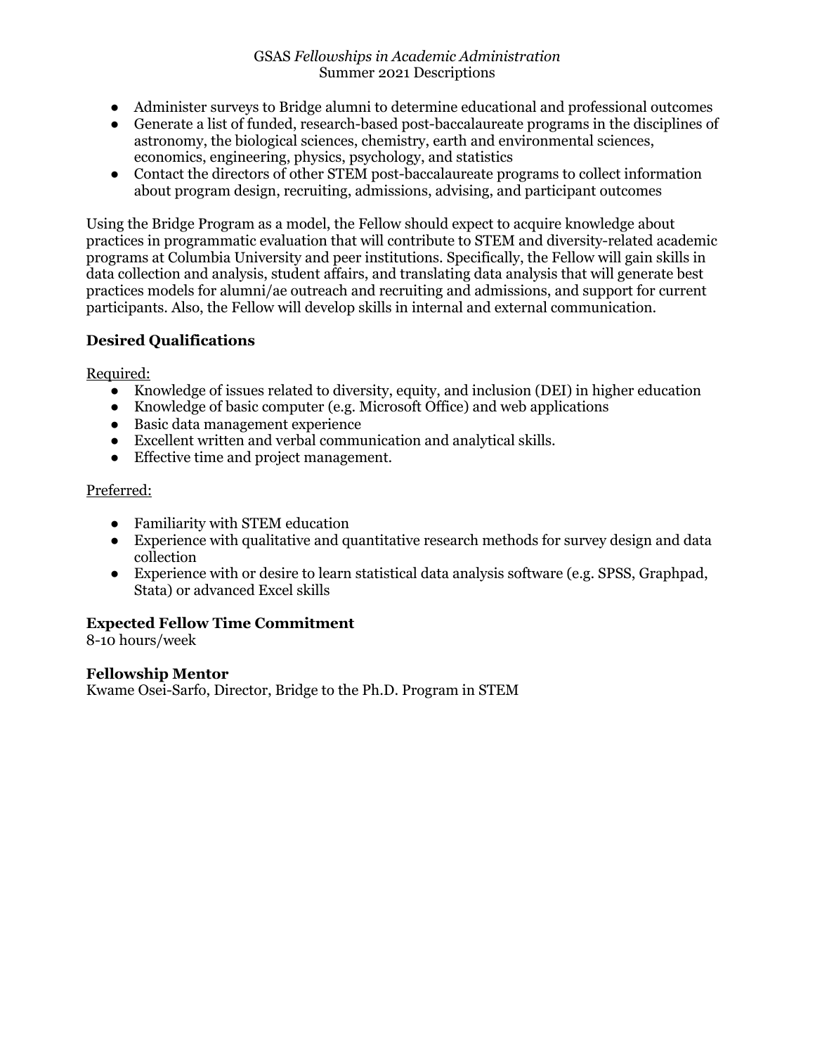- Administer surveys to Bridge alumni to determine educational and professional outcomes
- Generate a list of funded, research-based post-baccalaureate programs in the disciplines of astronomy, the biological sciences, chemistry, earth and environmental sciences, economics, engineering, physics, psychology, and statistics
- Contact the directors of other STEM post-baccalaureate programs to collect information about program design, recruiting, admissions, advising, and participant outcomes

Using the Bridge Program as a model, the Fellow should expect to acquire knowledge about practices in programmatic evaluation that will contribute to STEM and diversity-related academic programs at Columbia University and peer institutions. Specifically, the Fellow will gain skills in data collection and analysis, student affairs, and translating data analysis that will generate best practices models for alumni/ae outreach and recruiting and admissions, and support for current participants. Also, the Fellow will develop skills in internal and external communication.

**Desired Qualifications**

Required:

- Knowledge of issues related to diversity, equity, and inclusion (DEI) in higher education
- Knowledge of basic computer (e.g. Microsoft Office) and web applications
- Basic data management experience
- Excellent written and verbal communication and analytical skills.
- Effective time and project management.

Preferred:

- Familiarity with STEM education
- Experience with qualitative and quantitative research methods for survey design and data collection
- Experience with or desire to learn statistical data analysis software (e.g. SPSS, Graphpad, Stata) or advanced Excel skills

**Expected Fellow Time Commitment**

8-10 hours/week

**Fellowship Mentor**

Kwame Osei-Sarfo, Director, Bridge to the Ph.D. Program in STEM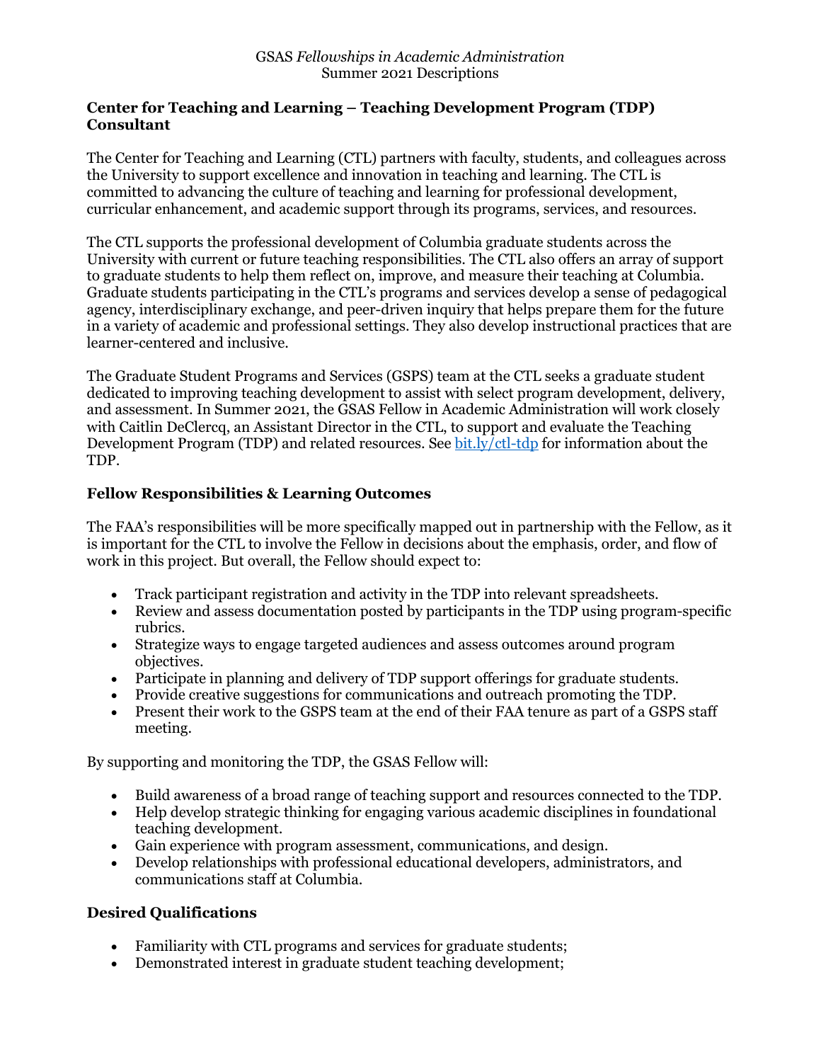GSAS *Fellowships in Academic Administration*
Summer 2021 Descriptions

**Center for Teaching and Learning – Teaching Development Program (TDP) Consultant**

The Center for Teaching and Learning (CTL) partners with faculty, students, and colleagues across the University to support excellence and innovation in teaching and learning. The CTL is committed to advancing the culture of teaching and learning for professional development, curricular enhancement, and academic support through its programs, services, and resources.

The CTL supports the professional development of Columbia graduate students across the University with current or future teaching responsibilities. The CTL also offers an array of support to graduate students to help them reflect on, improve, and measure their teaching at Columbia. Graduate students participating in the CTL's programs and services develop a sense of pedagogical agency, interdisciplinary exchange, and peer-driven inquiry that helps prepare them for the future in a variety of academic and professional settings. They also develop instructional practices that are learner-centered and inclusive.

The Graduate Student Programs and Services (GSPS) team at the CTL seeks a graduate student dedicated to improving teaching development to assist with select program development, delivery, and assessment. In Summer 2021, the GSAS Fellow in Academic Administration will work closely with Caitlin DeClercq, an Assistant Director in the CTL, to support and evaluate the Teaching Development Program (TDP) and related resources. See bit.ly/ctl-tdp for information about the TDP.

**Fellow Responsibilities & Learning Outcomes**

The FAA's responsibilities will be more specifically mapped out in partnership with the Fellow, as it is important for the CTL to involve the Fellow in decisions about the emphasis, order, and flow of work in this project. But overall, the Fellow should expect to:

- Track participant registration and activity in the TDP into relevant spreadsheets.
- Review and assess documentation posted by participants in the TDP using program-specific rubrics.
- Strategize ways to engage targeted audiences and assess outcomes around program objectives.
- Participate in planning and delivery of TDP support offerings for graduate students.
- Provide creative suggestions for communications and outreach promoting the TDP.
- Present their work to the GSPS team at the end of their FAA tenure as part of a GSPS staff meeting.

By supporting and monitoring the TDP, the GSAS Fellow will:

- Build awareness of a broad range of teaching support and resources connected to the TDP.
- Help develop strategic thinking for engaging various academic disciplines in foundational teaching development.
- Gain experience with program assessment, communications, and design.
- Develop relationships with professional educational developers, administrators, and communications staff at Columbia.

**Desired Qualifications**

- Familiarity with CTL programs and services for graduate students;
- Demonstrated interest in graduate student teaching development;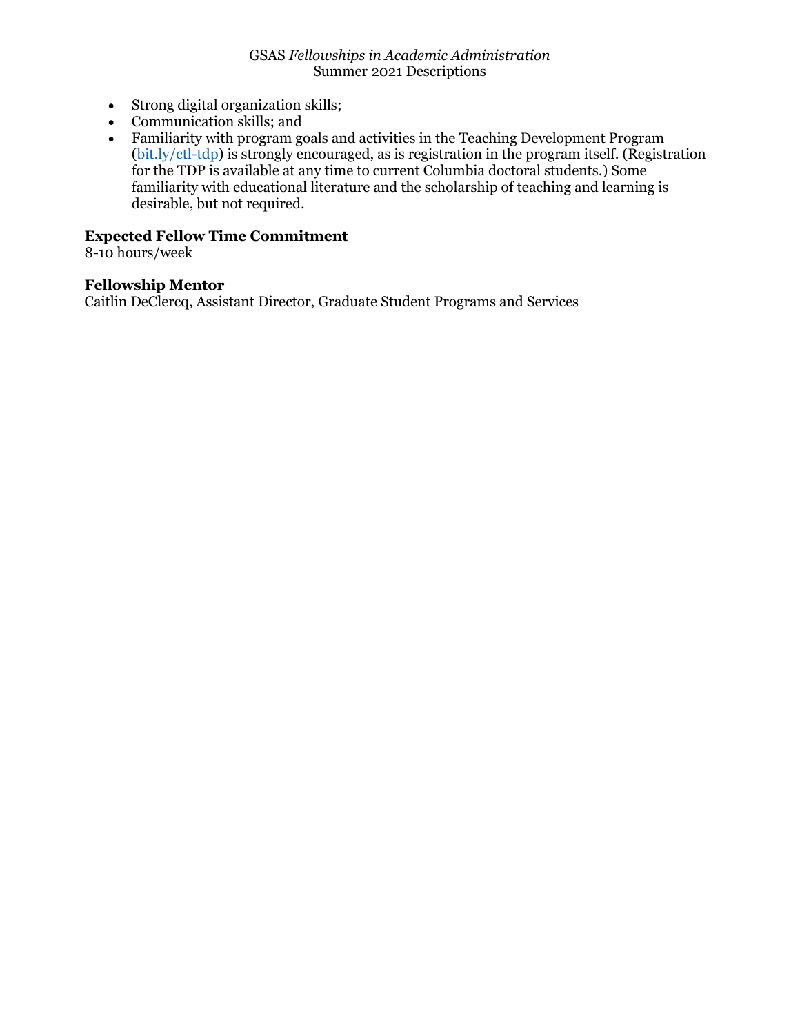- Strong digital organization skills;
- Communication skills; and
- Familiarity with program goals and activities in the Teaching Development Program ([bit.ly/ctl-tdp](bit.ly/ctl-tdp)) is strongly encouraged, as is registration in the program itself. (Registration for the TDP is available at any time to current Columbia doctoral students.) Some familiarity with educational literature and the scholarship of teaching and learning is desirable, but not required.

**Expected Fellow Time Commitment**
8-10 hours/week

**Fellowship Mentor**
Caitlin DeClercq, Assistant Director, Graduate Student Programs and Services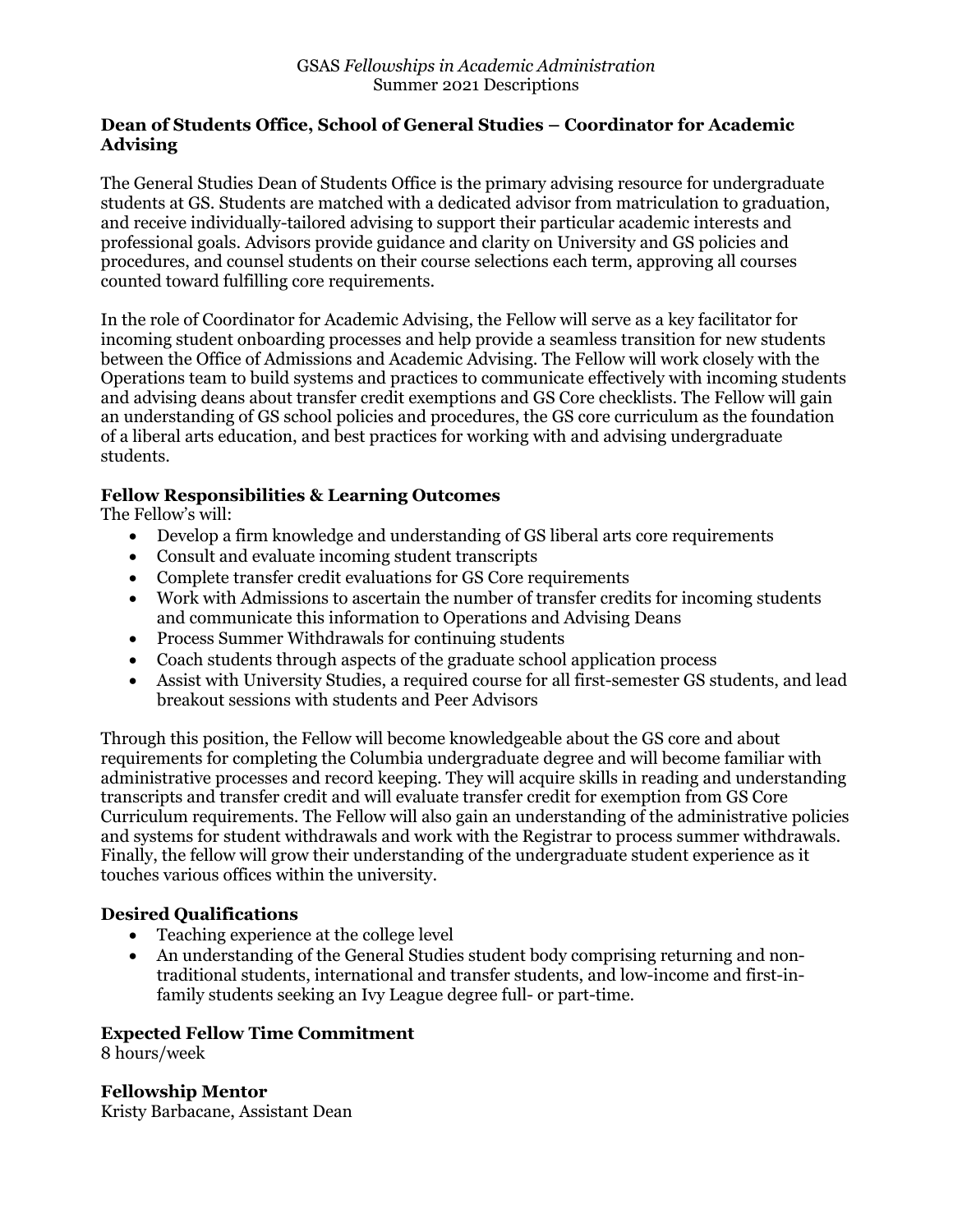*GSAS Fellowships in Academic Administration*
Summer 2021 Descriptions

## Dean of Students Office, School of General Studies – Coordinator for Academic Advising

The General Studies Dean of Students Office is the primary advising resource for undergraduate students at GS. Students are matched with a dedicated advisor from matriculation to graduation, and receive individually-tailored advising to support their particular academic interests and professional goals. Advisors provide guidance and clarity on University and GS policies and procedures, and counsel students on their course selections each term, approving all courses counted toward fulfilling core requirements.

In the role of Coordinator for Academic Advising, the Fellow will serve as a key facilitator for incoming student onboarding processes and help provide a seamless transition for new students between the Office of Admissions and Academic Advising. The Fellow will work closely with the Operations team to build systems and practices to communicate effectively with incoming students and advising deans about transfer credit exemptions and GS Core checklists. The Fellow will gain an understanding of GS school policies and procedures, the GS core curriculum as the foundation of a liberal arts education, and best practices for working with and advising undergraduate students.

### Fellow Responsibilities & Learning Outcomes

The Fellow's will:

- Develop a firm knowledge and understanding of GS liberal arts core requirements
- Consult and evaluate incoming student transcripts
- Complete transfer credit evaluations for GS Core requirements
- Work with Admissions to ascertain the number of transfer credits for incoming students and communicate this information to Operations and Advising Deans
- Process Summer Withdrawals for continuing students
- Coach students through aspects of the graduate school application process
- Assist with University Studies, a required course for all first-semester GS students, and lead breakout sessions with students and Peer Advisors

Through this position, the Fellow will become knowledgeable about the GS core and about requirements for completing the Columbia undergraduate degree and will become familiar with administrative processes and record keeping. They will acquire skills in reading and understanding transcripts and transfer credit and will evaluate transfer credit for exemption from GS Core Curriculum requirements. The Fellow will also gain an understanding of the administrative policies and systems for student withdrawals and work with the Registrar to process summer withdrawals. Finally, the fellow will grow their understanding of the undergraduate student experience as it touches various offices within the university.

### Desired Qualifications

- Teaching experience at the college level
- An understanding of the General Studies student body comprising returning and non-traditional students, international and transfer students, and low-income and first-in-family students seeking an Ivy League degree full- or part-time.

### Expected Fellow Time Commitment

8 hours/week

### Fellowship Mentor

Kristy Barbacane, Assistant Dean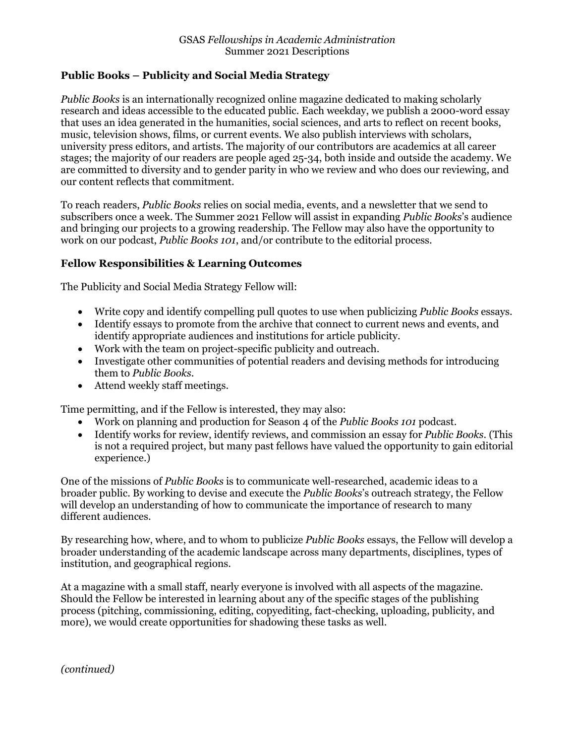GSAS *Fellowships in Academic Administration*
Summer 2021 Descriptions

## Public Books – Publicity and Social Media Strategy

*Public Books* is an internationally recognized online magazine dedicated to making scholarly research and ideas accessible to the educated public. Each weekday, we publish a 2000-word essay that uses an idea generated in the humanities, social sciences, and arts to reflect on recent books, music, television shows, films, or current events. We also publish interviews with scholars, university press editors, and artists. The majority of our contributors are academics at all career stages; the majority of our readers are people aged 25-34, both inside and outside the academy. We are committed to diversity and to gender parity in who we review and who does our reviewing, and our content reflects that commitment.

To reach readers, *Public Books* relies on social media, events, and a newsletter that we send to subscribers once a week. The Summer 2021 Fellow will assist in expanding *Public Books*'s audience and bringing our projects to a growing readership. The Fellow may also have the opportunity to work on our podcast, *Public Books 101*, and/or contribute to the editorial process.

### Fellow Responsibilities & Learning Outcomes

The Publicity and Social Media Strategy Fellow will:

- Write copy and identify compelling pull quotes to use when publicizing *Public Books* essays.
- Identify essays to promote from the archive that connect to current news and events, and identify appropriate audiences and institutions for article publicity.
- Work with the team on project-specific publicity and outreach.
- Investigate other communities of potential readers and devising methods for introducing them to *Public Books*.
- Attend weekly staff meetings.

Time permitting, and if the Fellow is interested, they may also:

- Work on planning and production for Season 4 of the *Public Books 101* podcast.
- Identify works for review, identify reviews, and commission an essay for *Public Books*. (This is not a required project, but many past fellows have valued the opportunity to gain editorial experience.)

One of the missions of *Public Books* is to communicate well-researched, academic ideas to a broader public. By working to devise and execute the *Public Books*'s outreach strategy, the Fellow will develop an understanding of how to communicate the importance of research to many different audiences.

By researching how, where, and to whom to publicize *Public Books* essays, the Fellow will develop a broader understanding of the academic landscape across many departments, disciplines, types of institution, and geographical regions.

At a magazine with a small staff, nearly everyone is involved with all aspects of the magazine. Should the Fellow be interested in learning about any of the specific stages of the publishing process (pitching, commissioning, editing, copyediting, fact-checking, uploading, publicity, and more), we would create opportunities for shadowing these tasks as well.

*(continued)*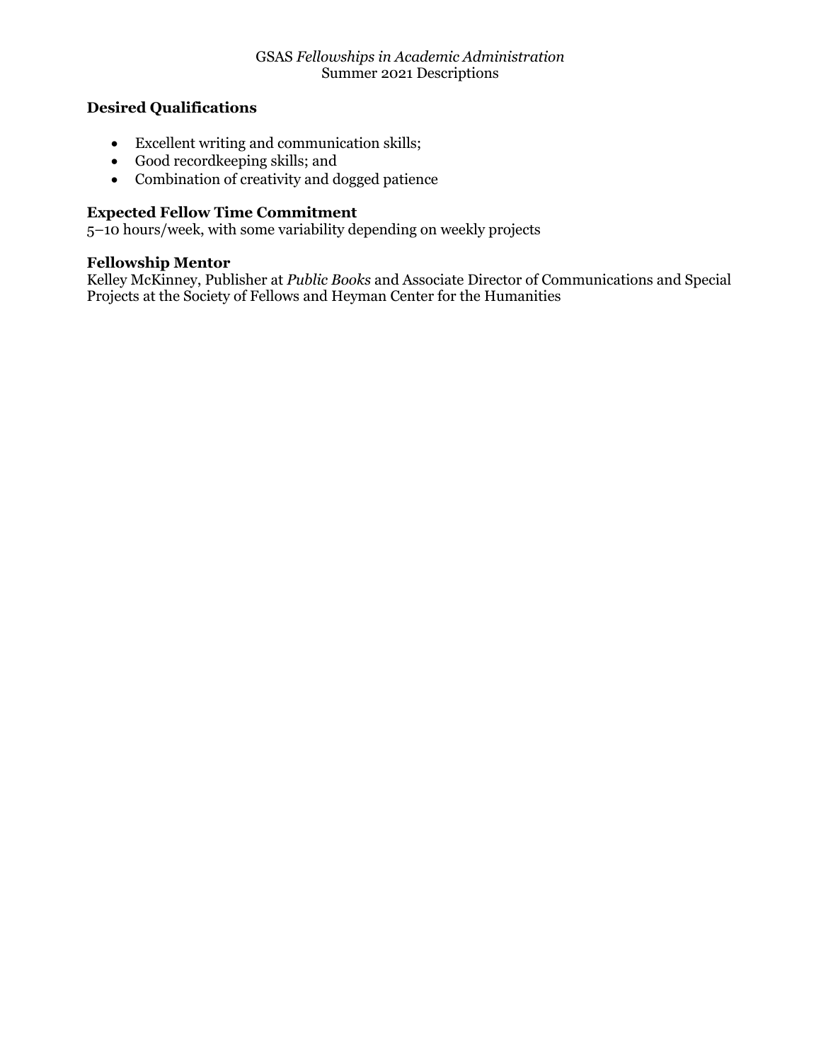### Desired Qualifications

- Excellent writing and communication skills;
- Good recordkeeping skills; and
- Combination of creativity and dogged patience

### Expected Fellow Time Commitment

5–10 hours/week, with some variability depending on weekly projects

### Fellowship Mentor

Kelley McKinney, Publisher at *Public Books* and Associate Director of Communications and Special Projects at the Society of Fellows and Heyman Center for the Humanities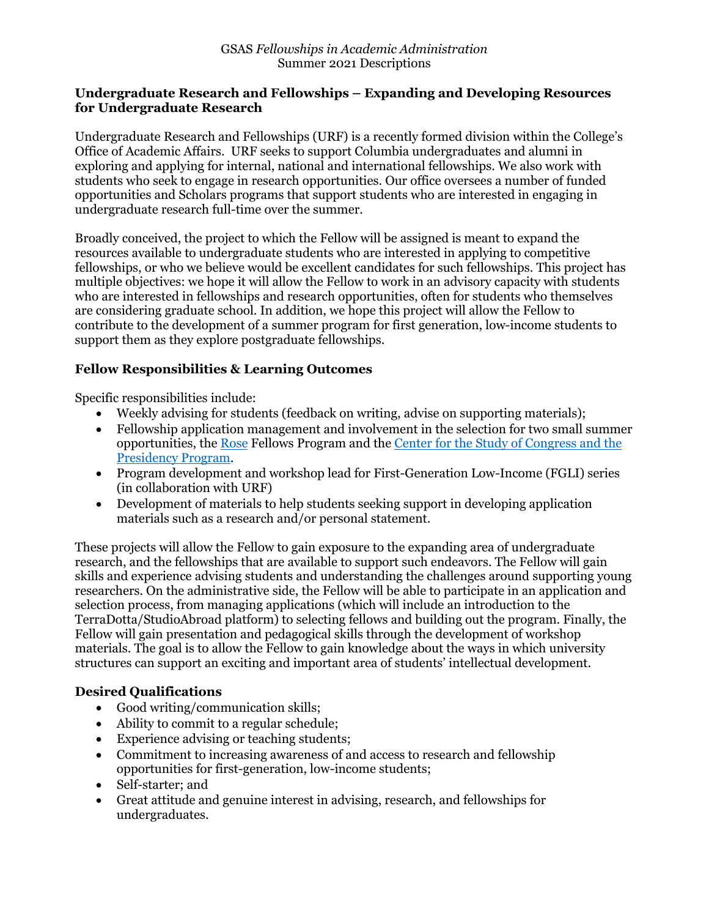GSAS *Fellowships in Academic Administration*
Summer 2021 Descriptions

## Undergraduate Research and Fellowships – Expanding and Developing Resources for Undergraduate Research

Undergraduate Research and Fellowships (URF) is a recently formed division within the College's Office of Academic Affairs. URF seeks to support Columbia undergraduates and alumni in exploring and applying for internal, national and international fellowships. We also work with students who seek to engage in research opportunities. Our office oversees a number of funded opportunities and Scholars programs that support students who are interested in engaging in undergraduate research full-time over the summer.

Broadly conceived, the project to which the Fellow will be assigned is meant to expand the resources available to undergraduate students who are interested in applying to competitive fellowships, or who we believe would be excellent candidates for such fellowships. This project has multiple objectives: we hope it will allow the Fellow to work in an advisory capacity with students who are interested in fellowships and research opportunities, often for students who themselves are considering graduate school. In addition, we hope this project will allow the Fellow to contribute to the development of a summer program for first generation, low-income students to support them as they explore postgraduate fellowships.

### Fellow Responsibilities & Learning Outcomes

Specific responsibilities include:

- Weekly advising for students (feedback on writing, advise on supporting materials);
- Fellowship application management and involvement in the selection for two small summer opportunities, the Rose Fellows Program and the Center for the Study of Congress and the Presidency Program.
- Program development and workshop lead for First-Generation Low-Income (FGLI) series (in collaboration with URF)
- Development of materials to help students seeking support in developing application materials such as a research and/or personal statement.

These projects will allow the Fellow to gain exposure to the expanding area of undergraduate research, and the fellowships that are available to support such endeavors. The Fellow will gain skills and experience advising students and understanding the challenges around supporting young researchers. On the administrative side, the Fellow will be able to participate in an application and selection process, from managing applications (which will include an introduction to the TerraDotta/StudioAbroad platform) to selecting fellows and building out the program. Finally, the Fellow will gain presentation and pedagogical skills through the development of workshop materials. The goal is to allow the Fellow to gain knowledge about the ways in which university structures can support an exciting and important area of students' intellectual development.

### Desired Qualifications

- Good writing/communication skills;
- Ability to commit to a regular schedule;
- Experience advising or teaching students;
- Commitment to increasing awareness of and access to research and fellowship opportunities for first-generation, low-income students;
- Self-starter; and
- Great attitude and genuine interest in advising, research, and fellowships for undergraduates.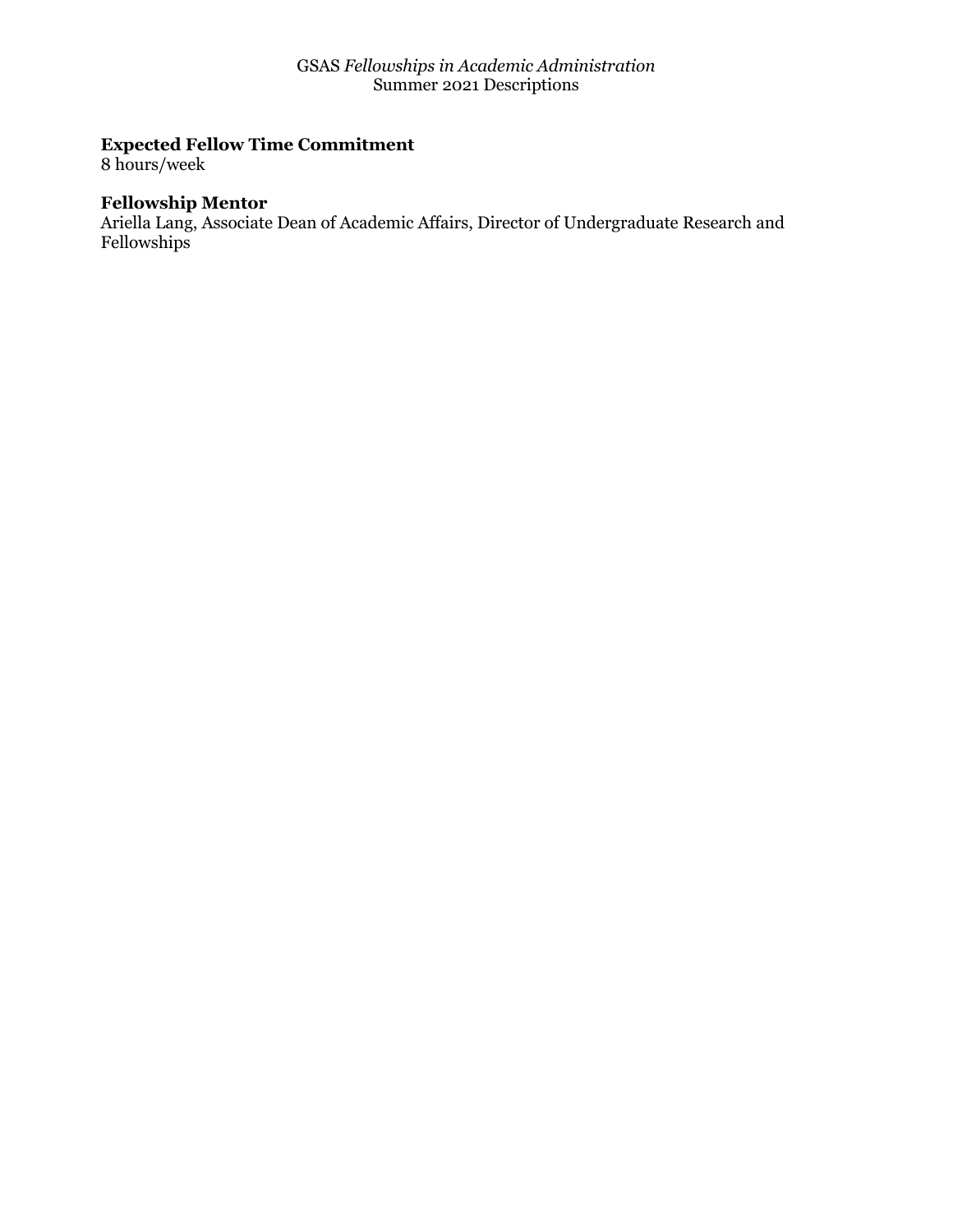**Expected Fellow Time Commitment**
8 hours/week

**Fellowship Mentor**
Ariella Lang, Associate Dean of Academic Affairs, Director of Undergraduate Research and Fellowships